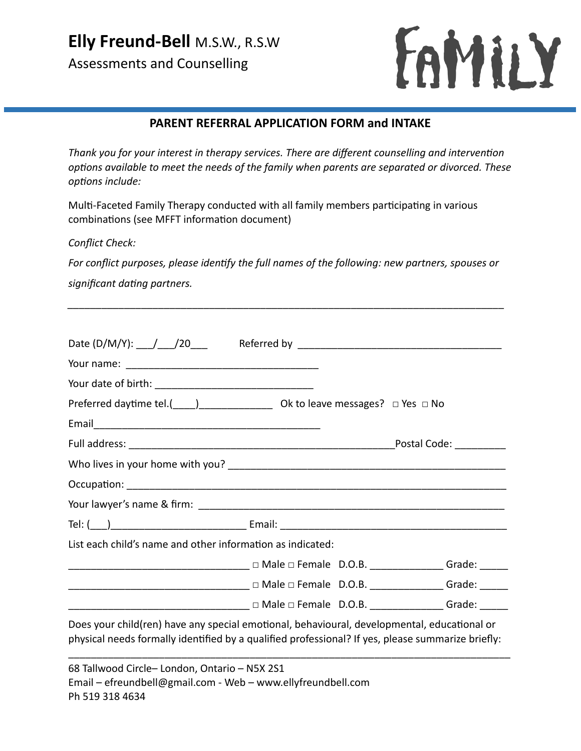# **Elly Freund-Bell** M.S.W., R.S.W

Assessments and Counselling

FAMILY

## PARENT REFERRAL APPLICATION FORM and INTAKE

*Thank you for your interest in therapy services. There are different counselling and intervention options available to meet the needs of the family when parents are separated or divorced. These options include:*

Multi-Faceted Family Therapy conducted with all family members participating in various combinations (see MFFT information document)

*Conflict Check:*

*For conflict purposes, please identify the full names of the following: new partners, spouses or significant dating partners.*

_______________________________________________________________________________

Date (D/M/Y): ___/___/20___ Referred by ____________________________________

Your name: __________________________________

Your date of birth: ____________________________

Preferred daytime tel.(____)_____________ Ok to leave messages? □ Yes □ No

Email________________________________________

Full address: ________________________________________________Postal Code: _________

Who lives in your home with you? __________________________________________________

Occupation: ____________________________________________________________________

Your lawyer's name & firm: _______________________________________________________

Tel: (___)________________________ Email: ________________________________________

List each child's name and other information as indicated:

________________________________ □ Male □ Female D.O.B. _____________ Grade: _____

________________________________ □ Male □ Female D.O.B. _____________ Grade: _____

________________________________ □ Male □ Female D.O.B. _____________ Grade: _____

Does your child(ren) have any special emotional, behavioural, developmental, educational or physical needs formally identified by a qualified professional? If yes, please summarize briefly:

_______________________________________________________________________________

68 Tallwood Circle– London, Ontario – N5X 2S1
Email – efreundbell@gmail.com - Web – www.ellyfreundbell.com
Ph 519 318 4634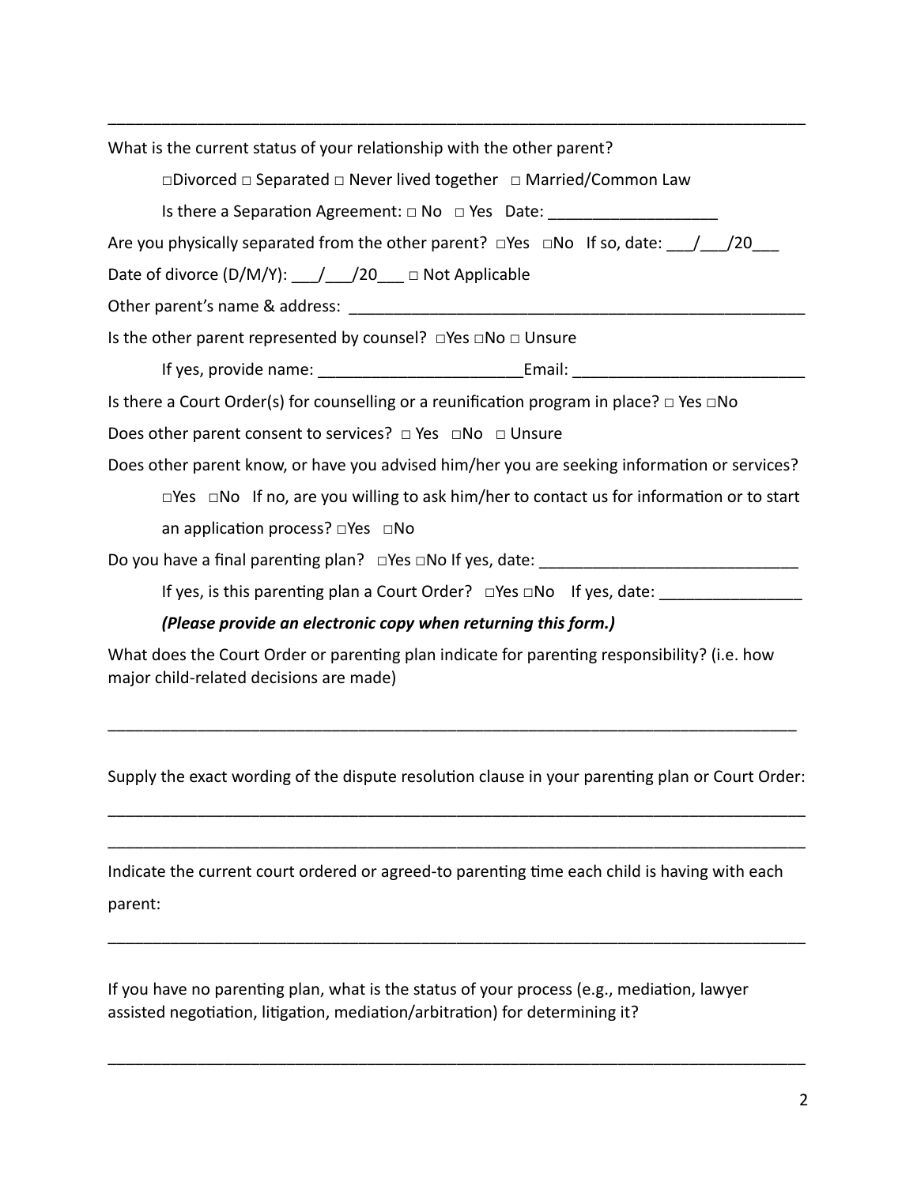---

What is the current status of your relationship with the other parent?

□Divorced □ Separated □ Never lived together □ Married/Common Law

Is there a Separation Agreement: □ No □ Yes Date: ___________________

Are you physically separated from the other parent? □Yes □No If so, date: ___/___/20___

Date of divorce (D/M/Y): ___/___/20___ □ Not Applicable

Other parent's name & address: ______________________________________________________

Is the other parent represented by counsel? □Yes □No □ Unsure

If yes, provide name: _______________________Email: __________________________

Is there a Court Order(s) for counselling or a reunification program in place? □ Yes □No

Does other parent consent to services? □ Yes □No □ Unsure

Does other parent know, or have you advised him/her you are seeking information or services?

□Yes □No If no, are you willing to ask him/her to contact us for information or to start an application process? □Yes □No

Do you have a final parenting plan? □Yes □No If yes, date: _____________________________

If yes, is this parenting plan a Court Order? □Yes □No If yes, date: ________________

***(Please provide an electronic copy when returning this form.)***

What does the Court Order or parenting plan indicate for parenting responsibility? (i.e. how major child-related decisions are made)

_____________________________________________________________________________

Supply the exact wording of the dispute resolution clause in your parenting plan or Court Order:

_____________________________________________________________________________

_____________________________________________________________________________

Indicate the current court ordered or agreed-to parenting time each child is having with each parent:

_____________________________________________________________________________

If you have no parenting plan, what is the status of your process (e.g., mediation, lawyer assisted negotiation, litigation, mediation/arbitration) for determining it?

_____________________________________________________________________________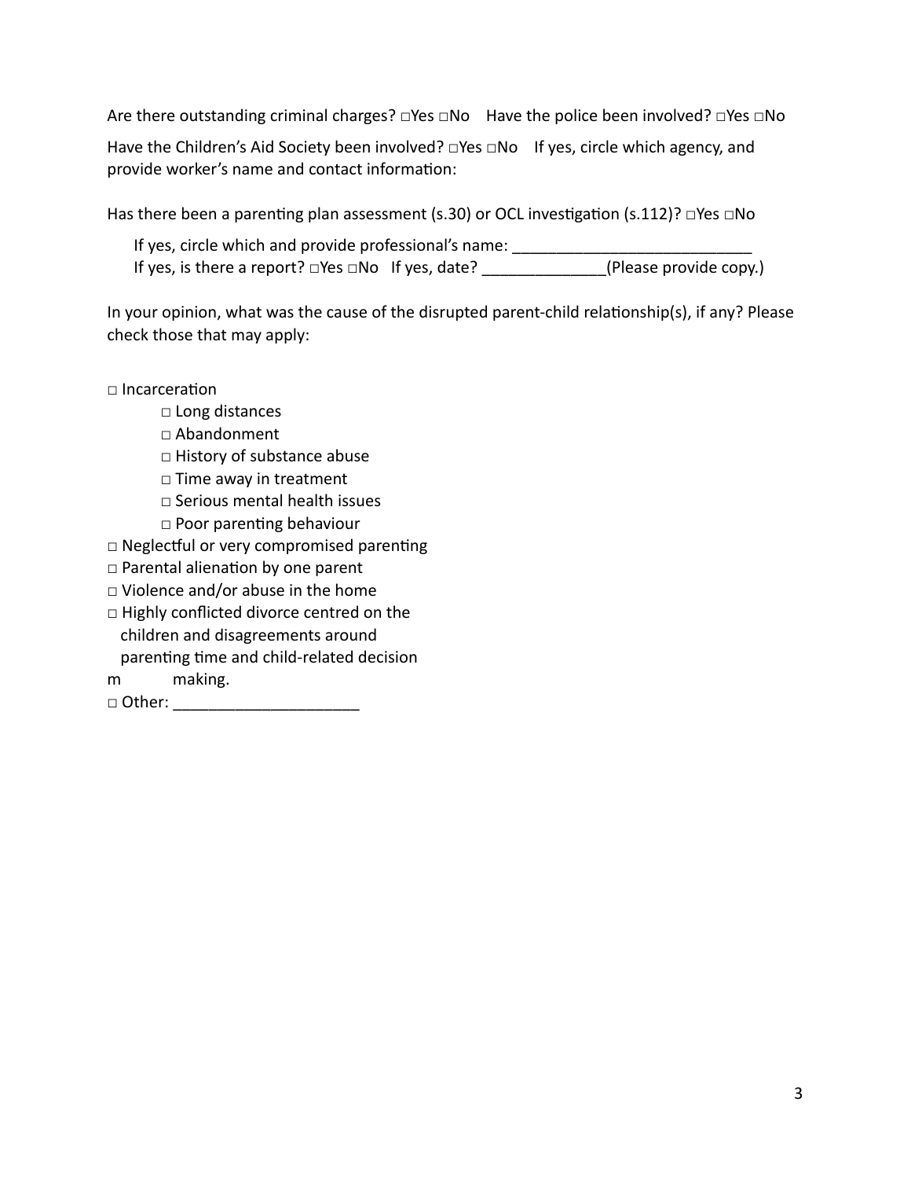Are there outstanding criminal charges? □Yes □No  Have the police been involved? □Yes □No

Have the Children's Aid Society been involved? □Yes □No  If yes, circle which agency, and provide worker's name and contact information:

Has there been a parenting plan assessment (s.30) or OCL investigation (s.112)? □Yes □No

If yes, circle which and provide professional's name: ___________________________
If yes, is there a report? □Yes □No  If yes, date? ______________(Please provide copy.)

In your opinion, what was the cause of the disrupted parent-child relationship(s), if any? Please check those that may apply:

□ Incarceration
- □ Long distances
- □ Abandonment
- □ History of substance abuse
- □ Time away in treatment
- □ Serious mental health issues
- □ Poor parenting behaviour

□ Neglectful or very compromised parenting
□ Parental alienation by one parent
□ Violence and/or abuse in the home
□ Highly conflicted divorce centred on the children and disagreements around parenting time and child-related decision m  making.
□ Other: _____________________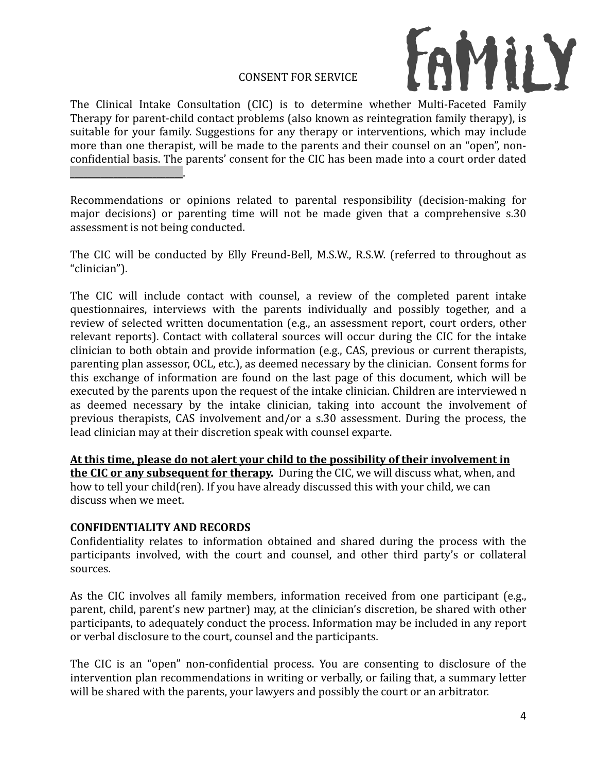CONSENT FOR SERVICE

The Clinical Intake Consultation (CIC) is to determine whether Multi-Faceted Family Therapy for parent-child contact problems (also known as reintegration family therapy), is suitable for your family. Suggestions for any therapy or interventions, which may include more than one therapist, will be made to the parents and their counsel on an "open", non-confidential basis. The parents' consent for the CIC has been made into a court order dated ______________________.

Recommendations or opinions related to parental responsibility (decision-making for major decisions) or parenting time will not be made given that a comprehensive s.30 assessment is not being conducted.

The CIC will be conducted by Elly Freund-Bell, M.S.W., R.S.W. (referred to throughout as "clinician").

The CIC will include contact with counsel, a review of the completed parent intake questionnaires, interviews with the parents individually and possibly together, and a review of selected written documentation (e.g., an assessment report, court orders, other relevant reports). Contact with collateral sources will occur during the CIC for the intake clinician to both obtain and provide information (e.g., CAS, previous or current therapists, parenting plan assessor, OCL, etc.), as deemed necessary by the clinician. Consent forms for this exchange of information are found on the last page of this document, which will be executed by the parents upon the request of the intake clinician. Children are interviewed n as deemed necessary by the intake clinician, taking into account the involvement of previous therapists, CAS involvement and/or a s.30 assessment. During the process, the lead clinician may at their discretion speak with counsel exparte.

<u>**At this time, please do not alert your child to the possibility of their involvement in the CIC or any subsequent for therapy.**</u> During the CIC, we will discuss what, when, and how to tell your child(ren). If you have already discussed this with your child, we can discuss when we meet.

**CONFIDENTIALITY AND RECORDS**

Confidentiality relates to information obtained and shared during the process with the participants involved, with the court and counsel, and other third party's or collateral sources.

As the CIC involves all family members, information received from one participant (e.g., parent, child, parent's new partner) may, at the clinician's discretion, be shared with other participants, to adequately conduct the process. Information may be included in any report or verbal disclosure to the court, counsel and the participants.

The CIC is an "open" non-confidential process. You are consenting to disclosure of the intervention plan recommendations in writing or verbally, or failing that, a summary letter will be shared with the parents, your lawyers and possibly the court or an arbitrator.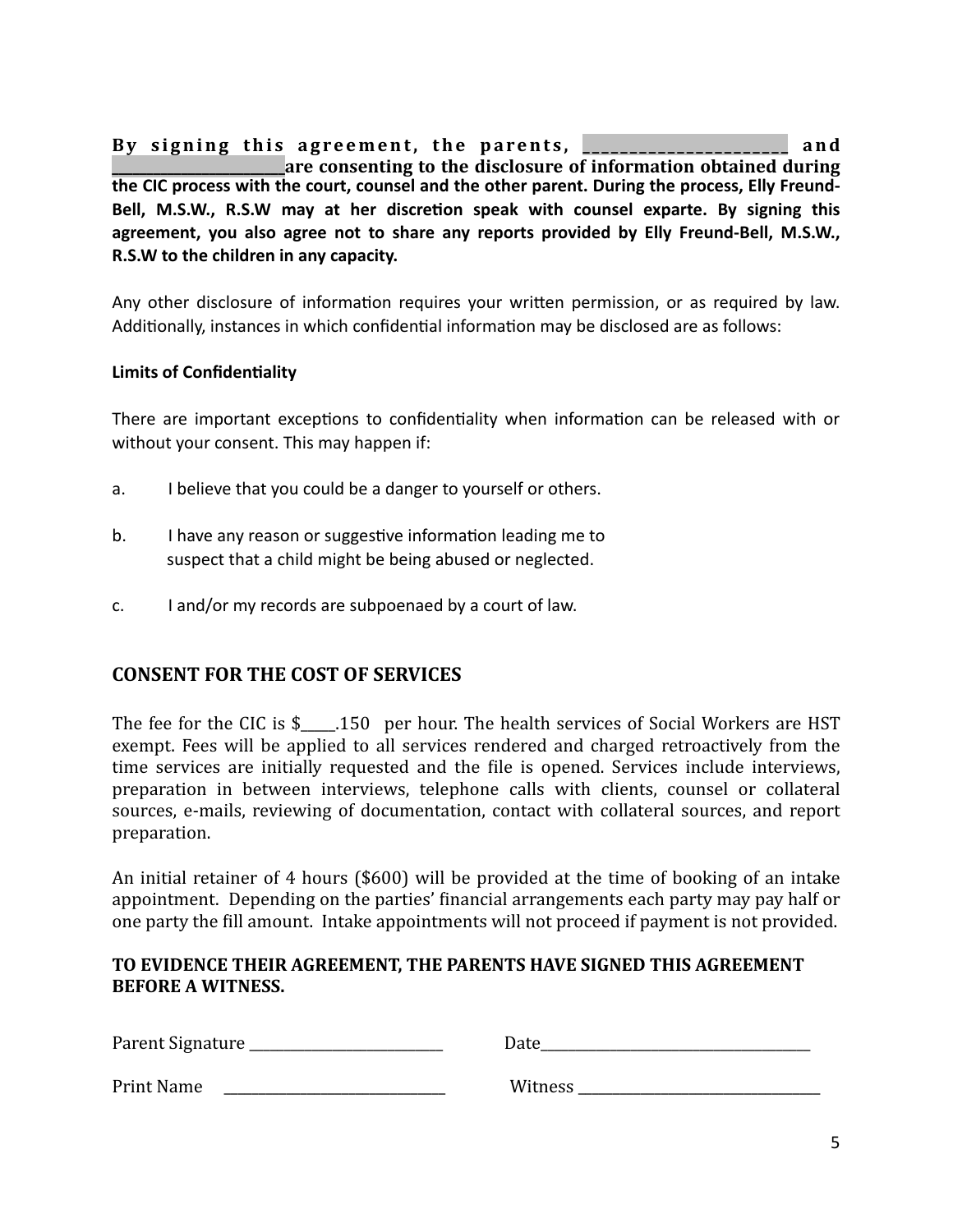**By signing this agreement, the parents, ______________________ and ___________________are consenting to the disclosure of information obtained during the CIC process with the court, counsel and the other parent. During the process, Elly Freund-Bell, M.S.W., R.S.W may at her discretion speak with counsel exparte. By signing this agreement, you also agree not to share any reports provided by Elly Freund-Bell, M.S.W., R.S.W to the children in any capacity.**

Any other disclosure of information requires your written permission, or as required by law. Additionally, instances in which confidential information may be disclosed are as follows:

**Limits of Confidentiality**

There are important exceptions to confidentiality when information can be released with or without your consent. This may happen if:

a. I believe that you could be a danger to yourself or others.

b. I have any reason or suggestive information leading me to suspect that a child might be being abused or neglected.

c. I and/or my records are subpoenaed by a court of law.

## CONSENT FOR THE COST OF SERVICES

The fee for the CIC is $____.150 per hour. The health services of Social Workers are HST exempt. Fees will be applied to all services rendered and charged retroactively from the time services are initially requested and the file is opened. Services include interviews, preparation in between interviews, telephone calls with clients, counsel or collateral sources, e-mails, reviewing of documentation, contact with collateral sources, and report preparation.

An initial retainer of 4 hours ($600) will be provided at the time of booking of an intake appointment. Depending on the parties' financial arrangements each party may pay half or one party the fill amount. Intake appointments will not proceed if payment is not provided.

**TO EVIDENCE THEIR AGREEMENT, THE PARENTS HAVE SIGNED THIS AGREEMENT BEFORE A WITNESS.**

Parent Signature _________________________ Date___________________________________

Print Name _____________________________ Witness ________________________________